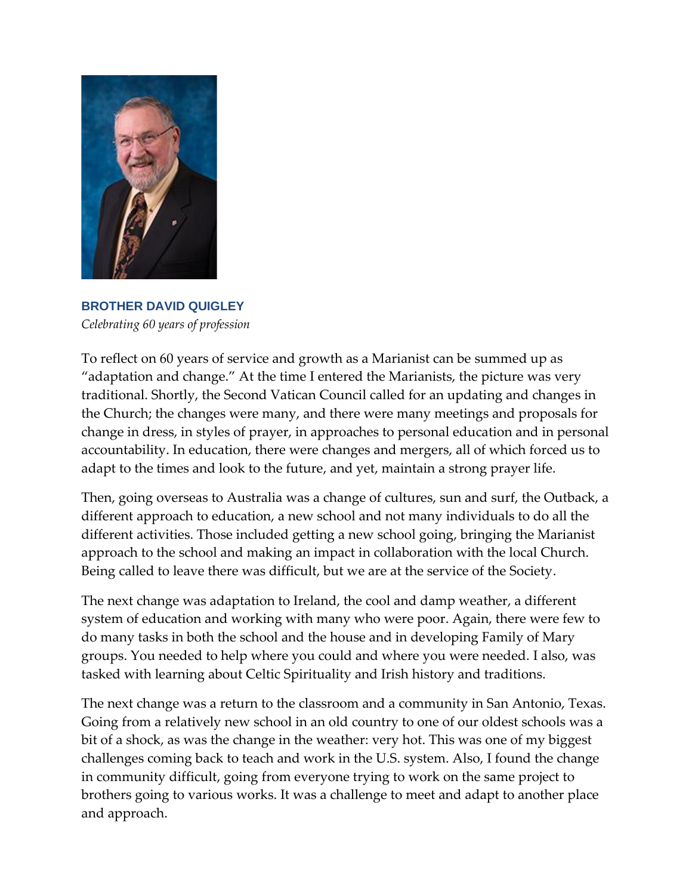## BROTHER DAVID QUIGLEY

*Celebrating 60 years of profession*

To reflect on 60 years of service and growth as a Marianist can be summed up as "adaptation and change." At the time I entered the Marianists, the picture was very traditional. Shortly, the Second Vatican Council called for an updating and changes in the Church; the changes were many, and there were many meetings and proposals for change in dress, in styles of prayer, in approaches to personal education and in personal accountability. In education, there were changes and mergers, all of which forced us to adapt to the times and look to the future, and yet, maintain a strong prayer life.

Then, going overseas to Australia was a change of cultures, sun and surf, the Outback, a different approach to education, a new school and not many individuals to do all the different activities. Those included getting a new school going, bringing the Marianist approach to the school and making an impact in collaboration with the local Church. Being called to leave there was difficult, but we are at the service of the Society.

The next change was adaptation to Ireland, the cool and damp weather, a different system of education and working with many who were poor. Again, there were few to do many tasks in both the school and the house and in developing Family of Mary groups. You needed to help where you could and where you were needed. I also, was tasked with learning about Celtic Spirituality and Irish history and traditions.

The next change was a return to the classroom and a community in San Antonio, Texas. Going from a relatively new school in an old country to one of our oldest schools was a bit of a shock, as was the change in the weather: very hot. This was one of my biggest challenges coming back to teach and work in the U.S. system. Also, I found the change in community difficult, going from everyone trying to work on the same project to brothers going to various works. It was a challenge to meet and adapt to another place and approach.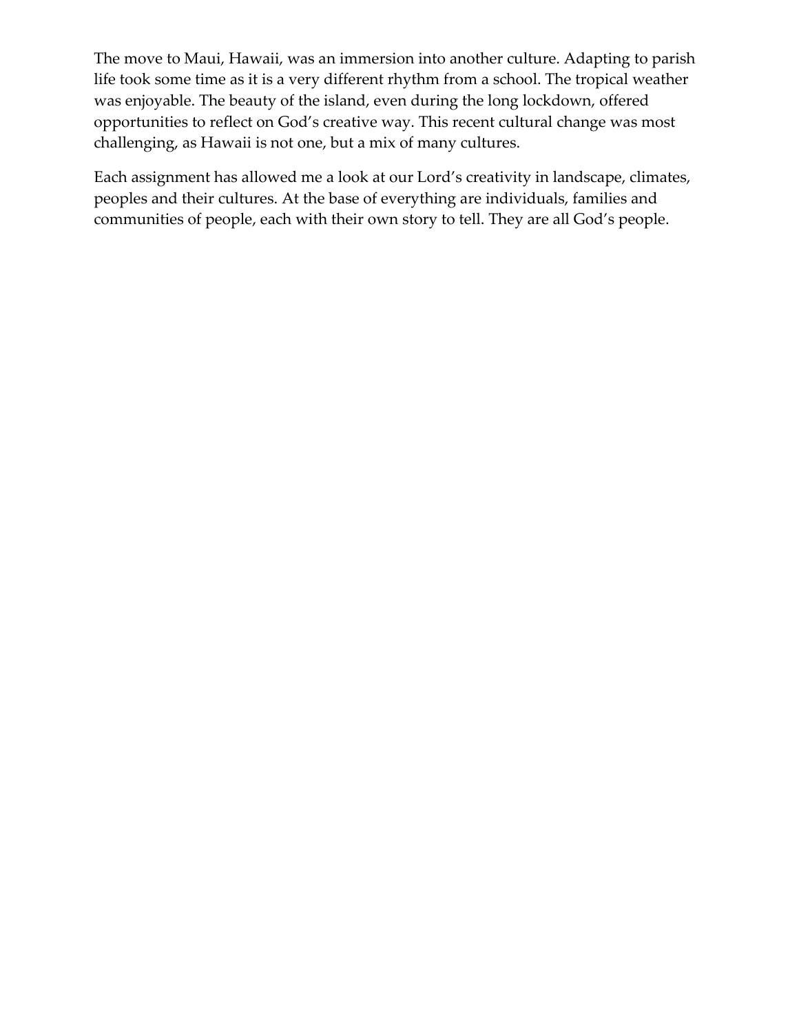The move to Maui, Hawaii, was an immersion into another culture. Adapting to parish life took some time as it is a very different rhythm from a school. The tropical weather was enjoyable. The beauty of the island, even during the long lockdown, offered opportunities to reflect on God's creative way. This recent cultural change was most challenging, as Hawaii is not one, but a mix of many cultures.

Each assignment has allowed me a look at our Lord's creativity in landscape, climates, peoples and their cultures. At the base of everything are individuals, families and communities of people, each with their own story to tell. They are all God's people.